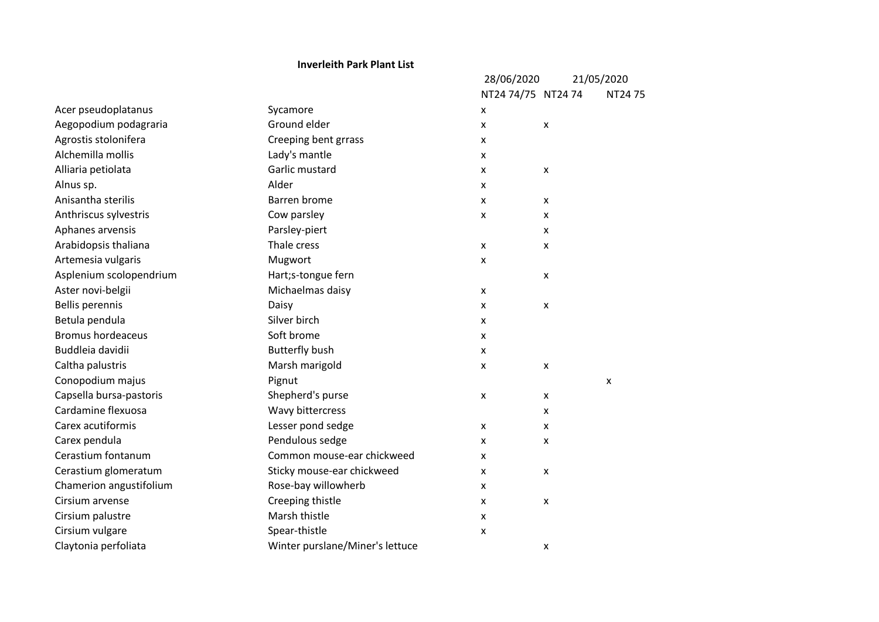**Inverleith Park Plant List**

| | | 28/06/2020 | 21/05/2020 | |
|---|---|---|---|---|
| | | NT24 74/75 | NT24 74 | NT24 75 |
| Acer pseudoplatanus | Sycamore | x | | |
| Aegopodium podagraria | Ground elder | x | x | |
| Agrostis stolonifera | Creeping bent grrass | x | | |
| Alchemilla mollis | Lady's mantle | x | | |
| Alliaria petiolata | Garlic mustard | x | x | |
| Alnus sp. | Alder | x | | |
| Anisantha sterilis | Barren brome | x | x | |
| Anthriscus sylvestris | Cow parsley | x | x | |
| Aphanes arvensis | Parsley-piert | | x | |
| Arabidopsis thaliana | Thale cress | x | x | |
| Artemesia vulgaris | Mugwort | x | | |
| Asplenium scolopendrium | Hart;s-tongue fern | | x | |
| Aster novi-belgii | Michaelmas daisy | x | | |
| Bellis perennis | Daisy | x | x | |
| Betula pendula | Silver birch | x | | |
| Bromus hordeaceus | Soft brome | x | | |
| Buddleia davidii | Butterfly bush | x | | |
| Caltha palustris | Marsh marigold | x | x | |
| Conopodium majus | Pignut | | | x |
| Capsella bursa-pastoris | Shepherd's purse | x | x | |
| Cardamine flexuosa | Wavy bittercress | | x | |
| Carex acutiformis | Lesser pond sedge | x | x | |
| Carex pendula | Pendulous sedge | x | x | |
| Cerastium fontanum | Common mouse-ear chickweed | x | | |
| Cerastium glomeratum | Sticky mouse-ear chickweed | x | x | |
| Chamerion angustifolium | Rose-bay willowherb | x | | |
| Cirsium arvense | Creeping thistle | x | x | |
| Cirsium palustre | Marsh thistle | x | | |
| Cirsium vulgare | Spear-thistle | x | | |
| Claytonia perfoliata | Winter purslane/Miner's lettuce | | x | |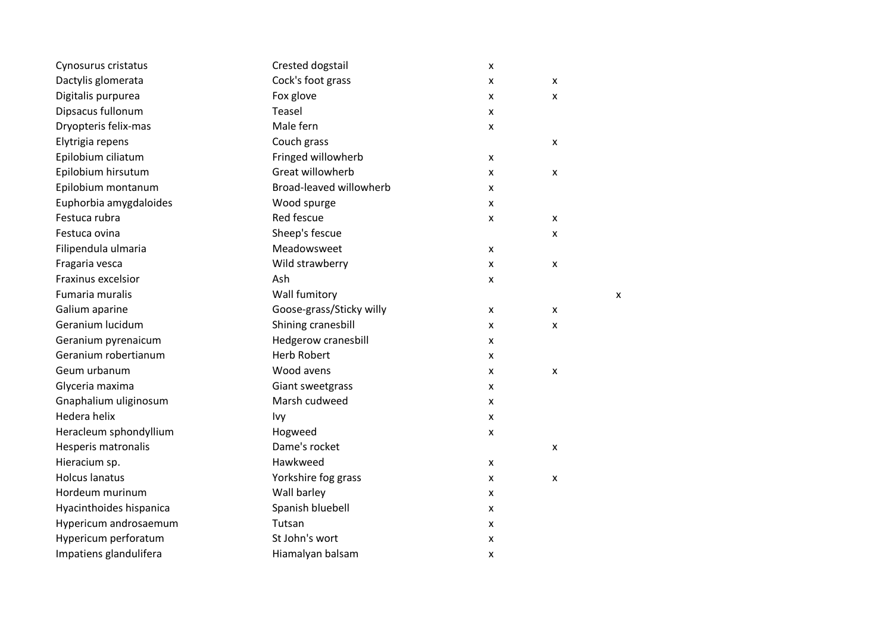| | | | | |
|---|---|---|---|---|
| Cynosurus cristatus | Crested dogstail | x | | |
| Dactylis glomerata | Cock's foot grass | x | x | |
| Digitalis purpurea | Fox glove | x | x | |
| Dipsacus fullonum | Teasel | x | | |
| Dryopteris felix-mas | Male fern | x | | |
| Elytrigia repens | Couch grass | | x | |
| Epilobium ciliatum | Fringed willowherb | x | | |
| Epilobium hirsutum | Great willowherb | x | x | |
| Epilobium montanum | Broad-leaved willowherb | x | | |
| Euphorbia amygdaloides | Wood spurge | x | | |
| Festuca rubra | Red fescue | x | x | |
| Festuca ovina | Sheep's fescue | | x | |
| Filipendula ulmaria | Meadowsweet | x | | |
| Fragaria vesca | Wild strawberry | x | x | |
| Fraxinus excelsior | Ash | x | | |
| Fumaria muralis | Wall fumitory | | | x |
| Galium aparine | Goose-grass/Sticky willy | x | x | |
| Geranium lucidum | Shining cranesbill | x | x | |
| Geranium pyrenaicum | Hedgerow cranesbill | x | | |
| Geranium robertianum | Herb Robert | x | | |
| Geum urbanum | Wood avens | x | x | |
| Glyceria maxima | Giant sweetgrass | x | | |
| Gnaphalium uliginosum | Marsh cudweed | x | | |
| Hedera helix | Ivy | x | | |
| Heracleum sphondyllium | Hogweed | x | | |
| Hesperis matronalis | Dame's rocket | | x | |
| Hieracium sp. | Hawkweed | x | | |
| Holcus lanatus | Yorkshire fog grass | x | x | |
| Hordeum murinum | Wall barley | x | | |
| Hyacinthoides hispanica | Spanish bluebell | x | | |
| Hypericum androsaemum | Tutsan | x | | |
| Hypericum perforatum | St John's wort | x | | |
| Impatiens glandulifera | Hiamalyan balsam | x | | |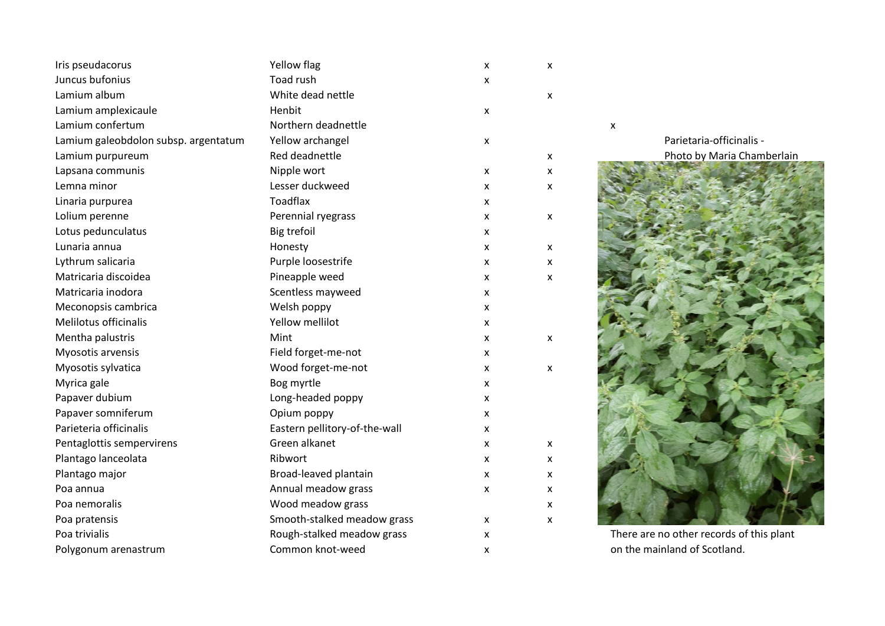| | | | | |
|---|---|---|---|---|
| Iris pseudacorus | Yellow flag | x | x | |
| Juncus bufonius | Toad rush | x | | |
| Lamium album | White dead nettle | | x | |
| Lamium amplexicaule | Henbit | x | | |
| Lamium confertum | Northern deadnettle | | | x |
| Lamium galeobdolon subsp. argentatum | Yellow archangel | x | | |
| Lamium purpureum | Red deadnettle | | x | |
| Lapsana communis | Nipple wort | x | x | |
| Lemna minor | Lesser duckweed | x | x | |
| Linaria purpurea | Toadflax | x | | |
| Lolium perenne | Perennial ryegrass | x | x | |
| Lotus pedunculatus | Big trefoil | x | | |
| Lunaria annua | Honesty | x | x | |
| Lythrum salicaria | Purple loosestrife | x | x | |
| Matricaria discoidea | Pineapple weed | x | x | |
| Matricaria inodora | Scentless mayweed | x | | |
| Meconopsis cambrica | Welsh poppy | x | | |
| Melilotus officinalis | Yellow mellilot | x | | |
| Mentha palustris | Mint | x | x | |
| Myosotis arvensis | Field forget-me-not | x | | |
| Myosotis sylvatica | Wood forget-me-not | x | x | |
| Myrica gale | Bog myrtle | x | | |
| Papaver dubium | Long-headed poppy | x | | |
| Papaver somniferum | Opium poppy | x | | |
| Parieteria officinalis | Eastern pellitory-of-the-wall | x | | |
| Pentaglottis sempervirens | Green alkanet | x | x | |
| Plantago lanceolata | Ribwort | x | x | |
| Plantago major | Broad-leaved plantain | x | x | |
| Poa annua | Annual meadow grass | x | x | |
| Poa nemoralis | Wood meadow grass | | x | |
| Poa pratensis | Smooth-stalked meadow grass | x | x | |
| Poa trivialis | Rough-stalked meadow grass | x | | |
| Polygonum arenastrum | Common knot-weed | x | | |

Parietaria-officinalis - Photo by Maria Chamberlain

There are no other records of this plant on the mainland of Scotland.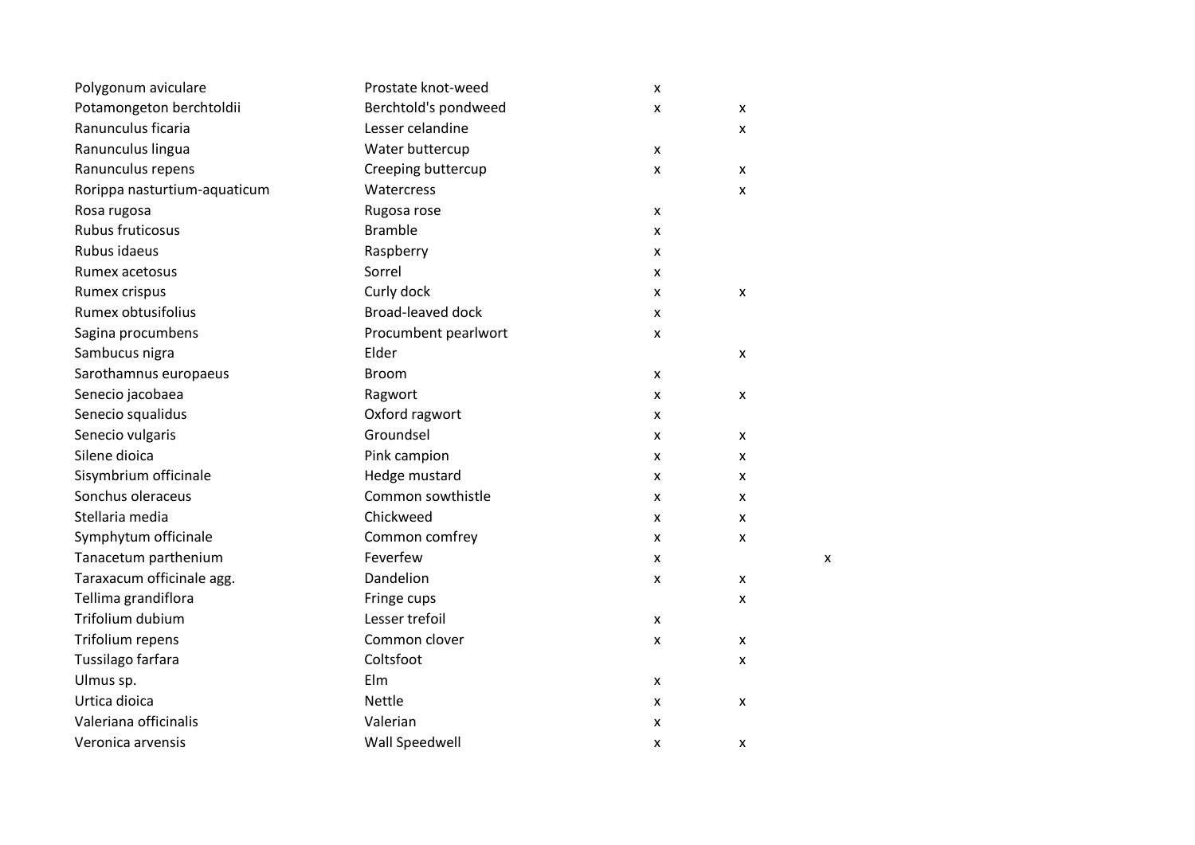| | | | | |
|---|---|---|---|---|
| Polygonum aviculare | Prostate knot-weed | x | | |
| Potamongeton berchtoldii | Berchtold's pondweed | x | x | |
| Ranunculus ficaria | Lesser celandine | | x | |
| Ranunculus lingua | Water buttercup | x | | |
| Ranunculus repens | Creeping buttercup | x | x | |
| Rorippa nasturtium-aquaticum | Watercress | | x | |
| Rosa rugosa | Rugosa rose | x | | |
| Rubus fruticosus | Bramble | x | | |
| Rubus idaeus | Raspberry | x | | |
| Rumex acetosus | Sorrel | x | | |
| Rumex crispus | Curly dock | x | x | |
| Rumex obtusifolius | Broad-leaved dock | x | | |
| Sagina procumbens | Procumbent pearlwort | x | | |
| Sambucus nigra | Elder | | x | |
| Sarothamnus europaeus | Broom | x | | |
| Senecio jacobaea | Ragwort | x | x | |
| Senecio squalidus | Oxford ragwort | x | | |
| Senecio vulgaris | Groundsel | x | x | |
| Silene dioica | Pink campion | x | x | |
| Sisymbrium officinale | Hedge mustard | x | x | |
| Sonchus oleraceus | Common sowthistle | x | x | |
| Stellaria media | Chickweed | x | x | |
| Symphytum officinale | Common comfrey | x | x | |
| Tanacetum parthenium | Feverfew | x | | x |
| Taraxacum officinale agg. | Dandelion | x | x | |
| Tellima grandiflora | Fringe cups | | x | |
| Trifolium dubium | Lesser trefoil | x | | |
| Trifolium repens | Common clover | x | x | |
| Tussilago farfara | Coltsfoot | | x | |
| Ulmus sp. | Elm | x | | |
| Urtica dioica | Nettle | x | x | |
| Valeriana officinalis | Valerian | x | | |
| Veronica arvensis | Wall Speedwell | x | x | |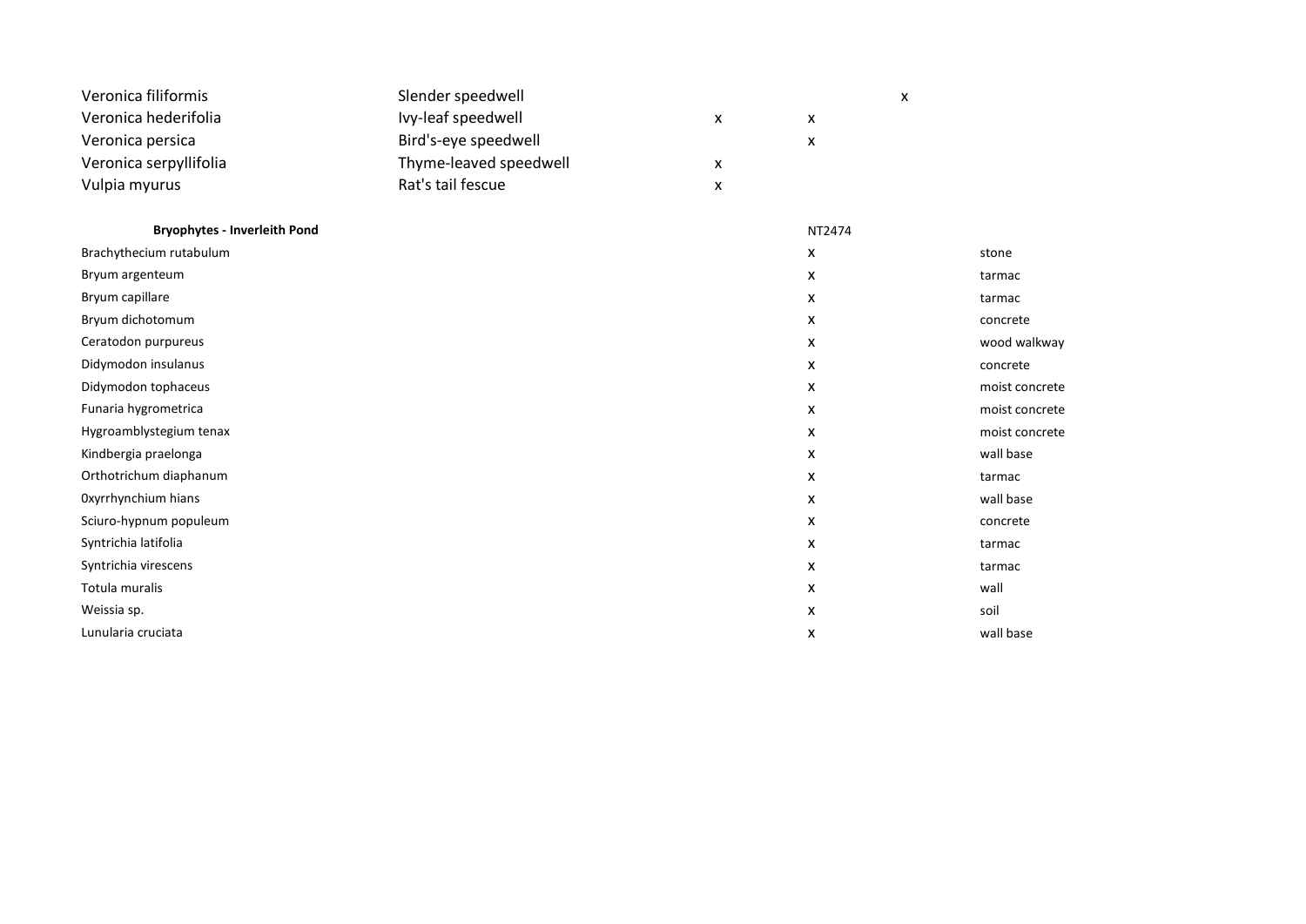| | | | | |
|---|---|---|---|---|
| Veronica filiformis | Slender speedwell | | | x |
| Veronica hederifolia | Ivy-leaf speedwell | x | x | |
| Veronica persica | Bird's-eye speedwell | | x | |
| Veronica serpyllifolia | Thyme-leaved speedwell | x | | |
| Vulpia myurus | Rat's tail fescue | x | | |

| **Bryophytes - Inverleith Pond** | NT2474 | |
|---|---|---|
| Brachythecium rutabulum | x | stone |
| Bryum argenteum | x | tarmac |
| Bryum capillare | x | tarmac |
| Bryum dichotomum | x | concrete |
| Ceratodon purpureus | x | wood walkway |
| Didymodon insulanus | x | concrete |
| Didymodon tophaceus | x | moist concrete |
| Funaria hygrometrica | x | moist concrete |
| Hygroamblystegium tenax | x | moist concrete |
| Kindbergia praelonga | x | wall base |
| Orthotrichum diaphanum | x | tarmac |
| 0xyrrhynchium hians | x | wall base |
| Sciuro-hypnum populeum | x | concrete |
| Syntrichia latifolia | x | tarmac |
| Syntrichia virescens | x | tarmac |
| Totula muralis | x | wall |
| Weissia sp. | x | soil |
| Lunularia cruciata | x | wall base |